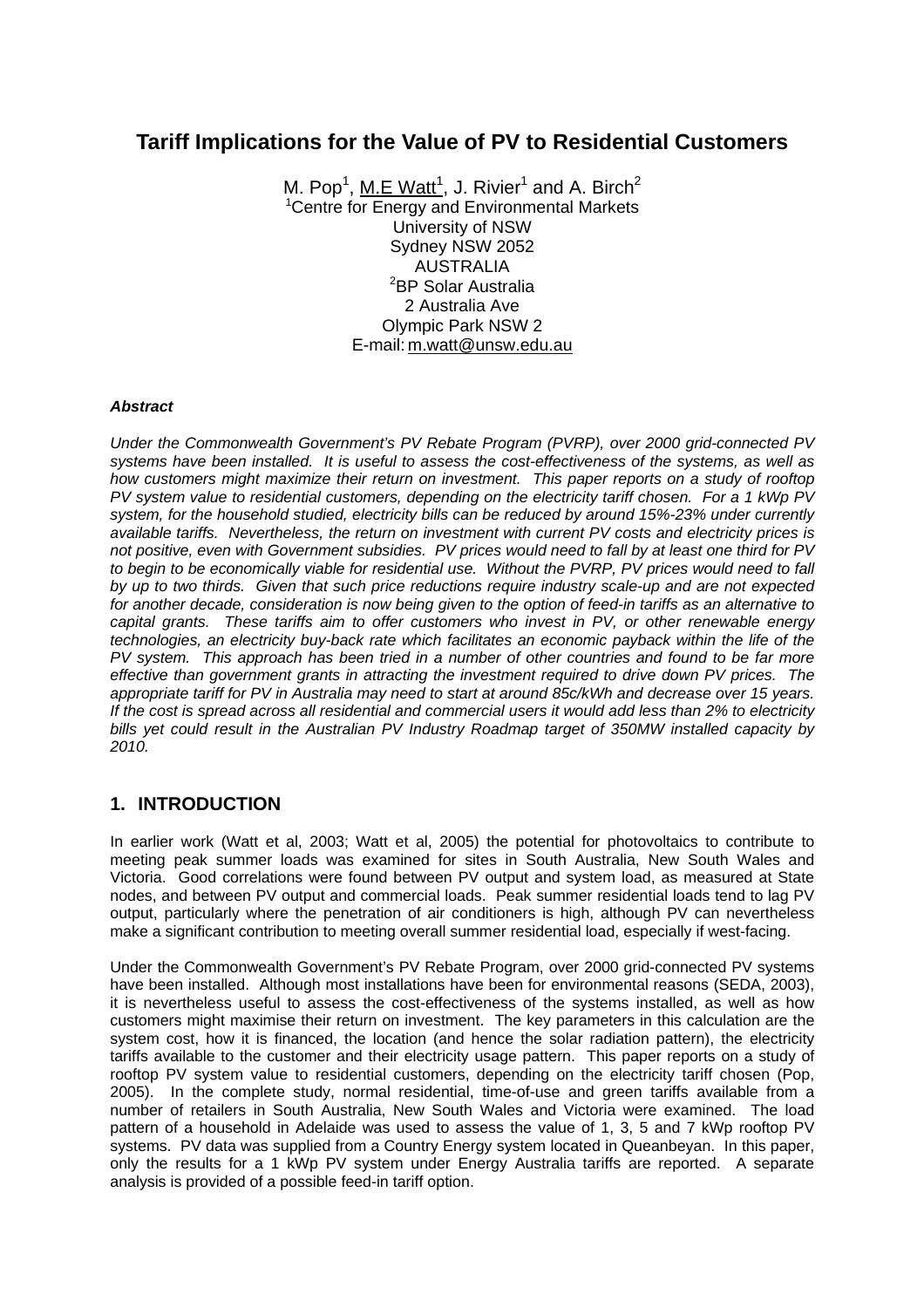# Tariff Implications for the Value of PV to Residential Customers

M. Pop[1], M.E Watt[1], J. Rivier[1] and A. Birch[2]
[1]Centre for Energy and Environmental Markets
University of NSW
Sydney NSW 2052
AUSTRALIA
[2]BP Solar Australia
2 Australia Ave
Olympic Park NSW 2
E-mail: m.watt@unsw.edu.au

***Abstract***

*Under the Commonwealth Government's PV Rebate Program (PVRP), over 2000 grid-connected PV systems have been installed. It is useful to assess the cost-effectiveness of the systems, as well as how customers might maximize their return on investment. This paper reports on a study of rooftop PV system value to residential customers, depending on the electricity tariff chosen. For a 1 kWp PV system, for the household studied, electricity bills can be reduced by around 15%-23% under currently available tariffs. Nevertheless, the return on investment with current PV costs and electricity prices is not positive, even with Government subsidies. PV prices would need to fall by at least one third for PV to begin to be economically viable for residential use. Without the PVRP, PV prices would need to fall by up to two thirds. Given that such price reductions require industry scale-up and are not expected for another decade, consideration is now being given to the option of feed-in tariffs as an alternative to capital grants. These tariffs aim to offer customers who invest in PV, or other renewable energy technologies, an electricity buy-back rate which facilitates an economic payback within the life of the PV system. This approach has been tried in a number of other countries and found to be far more effective than government grants in attracting the investment required to drive down PV prices. The appropriate tariff for PV in Australia may need to start at around 85c/kWh and decrease over 15 years. If the cost is spread across all residential and commercial users it would add less than 2% to electricity bills yet could result in the Australian PV Industry Roadmap target of 350MW installed capacity by 2010.*

## 1. INTRODUCTION

In earlier work (Watt et al, 2003; Watt et al, 2005) the potential for photovoltaics to contribute to meeting peak summer loads was examined for sites in South Australia, New South Wales and Victoria. Good correlations were found between PV output and system load, as measured at State nodes, and between PV output and commercial loads. Peak summer residential loads tend to lag PV output, particularly where the penetration of air conditioners is high, although PV can nevertheless make a significant contribution to meeting overall summer residential load, especially if west-facing.

Under the Commonwealth Government's PV Rebate Program, over 2000 grid-connected PV systems have been installed. Although most installations have been for environmental reasons (SEDA, 2003), it is nevertheless useful to assess the cost-effectiveness of the systems installed, as well as how customers might maximise their return on investment. The key parameters in this calculation are the system cost, how it is financed, the location (and hence the solar radiation pattern), the electricity tariffs available to the customer and their electricity usage pattern. This paper reports on a study of rooftop PV system value to residential customers, depending on the electricity tariff chosen (Pop, 2005). In the complete study, normal residential, time-of-use and green tariffs available from a number of retailers in South Australia, New South Wales and Victoria were examined. The load pattern of a household in Adelaide was used to assess the value of 1, 3, 5 and 7 kWp rooftop PV systems. PV data was supplied from a Country Energy system located in Queanbeyan. In this paper, only the results for a 1 kWp PV system under Energy Australia tariffs are reported. A separate analysis is provided of a possible feed-in tariff option.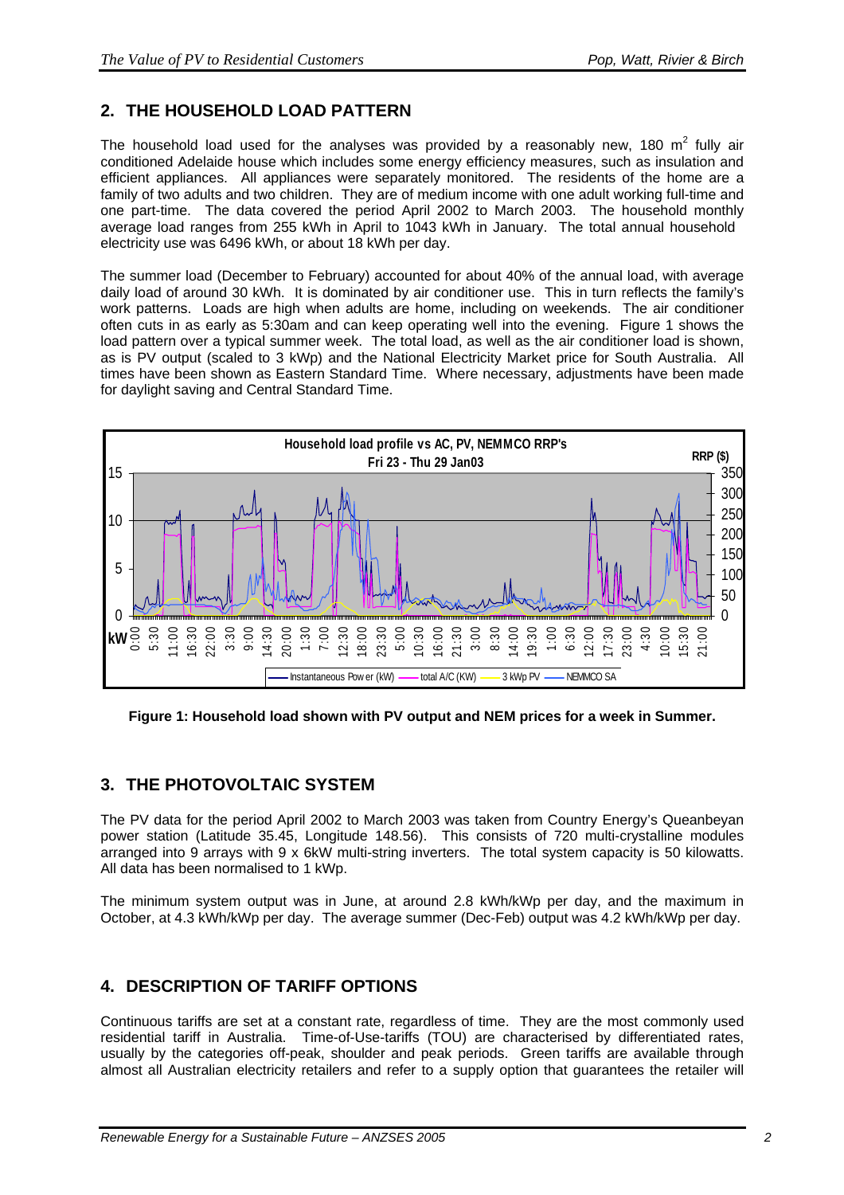## 2. THE HOUSEHOLD LOAD PATTERN

The household load used for the analyses was provided by a reasonably new, 180 $m^2$ fully air conditioned Adelaide house which includes some energy efficiency measures, such as insulation and efficient appliances. All appliances were separately monitored. The residents of the home are a family of two adults and two children. They are of medium income with one adult working full-time and one part-time. The data covered the period April 2002 to March 2003. The household monthly average load ranges from 255 kWh in April to 1043 kWh in January. The total annual household electricity use was 6496 kWh, or about 18 kWh per day.

The summer load (December to February) accounted for about 40% of the annual load, with average daily load of around 30 kWh. It is dominated by air conditioner use. This in turn reflects the family's work patterns. Loads are high when adults are home, including on weekends. The air conditioner often cuts in as early as 5:30am and can keep operating well into the evening. Figure 1 shows the load pattern over a typical summer week. The total load, as well as the air conditioner load is shown, as is PV output (scaled to 3 kWp) and the National Electricity Market price for South Australia. All times have been shown as Eastern Standard Time. Where necessary, adjustments have been made for daylight saving and Central Standard Time.

**Figure 1: Household load shown with PV output and NEM prices for a week in Summer.**

## 3. THE PHOTOVOLTAIC SYSTEM

The PV data for the period April 2002 to March 2003 was taken from Country Energy's Queanbeyan power station (Latitude 35.45, Longitude 148.56). This consists of 720 multi-crystalline modules arranged into 9 arrays with 9 x 6kW multi-string inverters. The total system capacity is 50 kilowatts. All data has been normalised to 1 kWp.

The minimum system output was in June, at around 2.8 kWh/kWp per day, and the maximum in October, at 4.3 kWh/kWp per day. The average summer (Dec-Feb) output was 4.2 kWh/kWp per day.

## 4. DESCRIPTION OF TARIFF OPTIONS

Continuous tariffs are set at a constant rate, regardless of time. They are the most commonly used residential tariff in Australia. Time-of-Use-tariffs (TOU) are characterised by differentiated rates, usually by the categories off-peak, shoulder and peak periods. Green tariffs are available through almost all Australian electricity retailers and refer to a supply option that guarantees the retailer will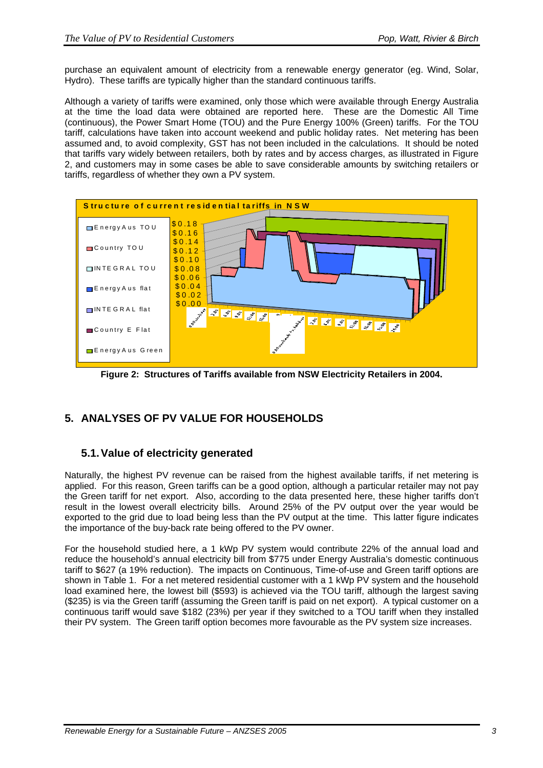purchase an equivalent amount of electricity from a renewable energy generator (eg. Wind, Solar, Hydro). These tariffs are typically higher than the standard continuous tariffs.

Although a variety of tariffs were examined, only those which were available through Energy Australia at the time the load data were obtained are reported here. These are the Domestic All Time (continuous), the Power Smart Home (TOU) and the Pure Energy 100% (Green) tariffs. For the TOU tariff, calculations have taken into account weekend and public holiday rates. Net metering has been assumed and, to avoid complexity, GST has not been included in the calculations. It should be noted that tariffs vary widely between retailers, both by rates and by access charges, as illustrated in Figure 2, and customers may in some cases be able to save considerable amounts by switching retailers or tariffs, regardless of whether they own a PV system.

**Figure 2: Structures of Tariffs available from NSW Electricity Retailers in 2004.**

## 5. ANALYSES OF PV VALUE FOR HOUSEHOLDS

### 5.1. Value of electricity generated

Naturally, the highest PV revenue can be raised from the highest available tariffs, if net metering is applied. For this reason, Green tariffs can be a good option, although a particular retailer may not pay the Green tariff for net export. Also, according to the data presented here, these higher tariffs don't result in the lowest overall electricity bills. Around 25% of the PV output over the year would be exported to the grid due to load being less than the PV output at the time. This latter figure indicates the importance of the buy-back rate being offered to the PV owner.

For the household studied here, a 1 kWp PV system would contribute 22% of the annual load and reduce the household's annual electricity bill from $775 under Energy Australia's domestic continuous tariff to $627 (a 19% reduction). The impacts on Continuous, Time-of-use and Green tariff options are shown in Table 1. For a net metered residential customer with a 1 kWp PV system and the household load examined here, the lowest bill ($593) is achieved via the TOU tariff, although the largest saving ($235) is via the Green tariff (assuming the Green tariff is paid on net export). A typical customer on a continuous tariff would save $182 (23%) per year if they switched to a TOU tariff when they installed their PV system. The Green tariff option becomes more favourable as the PV system size increases.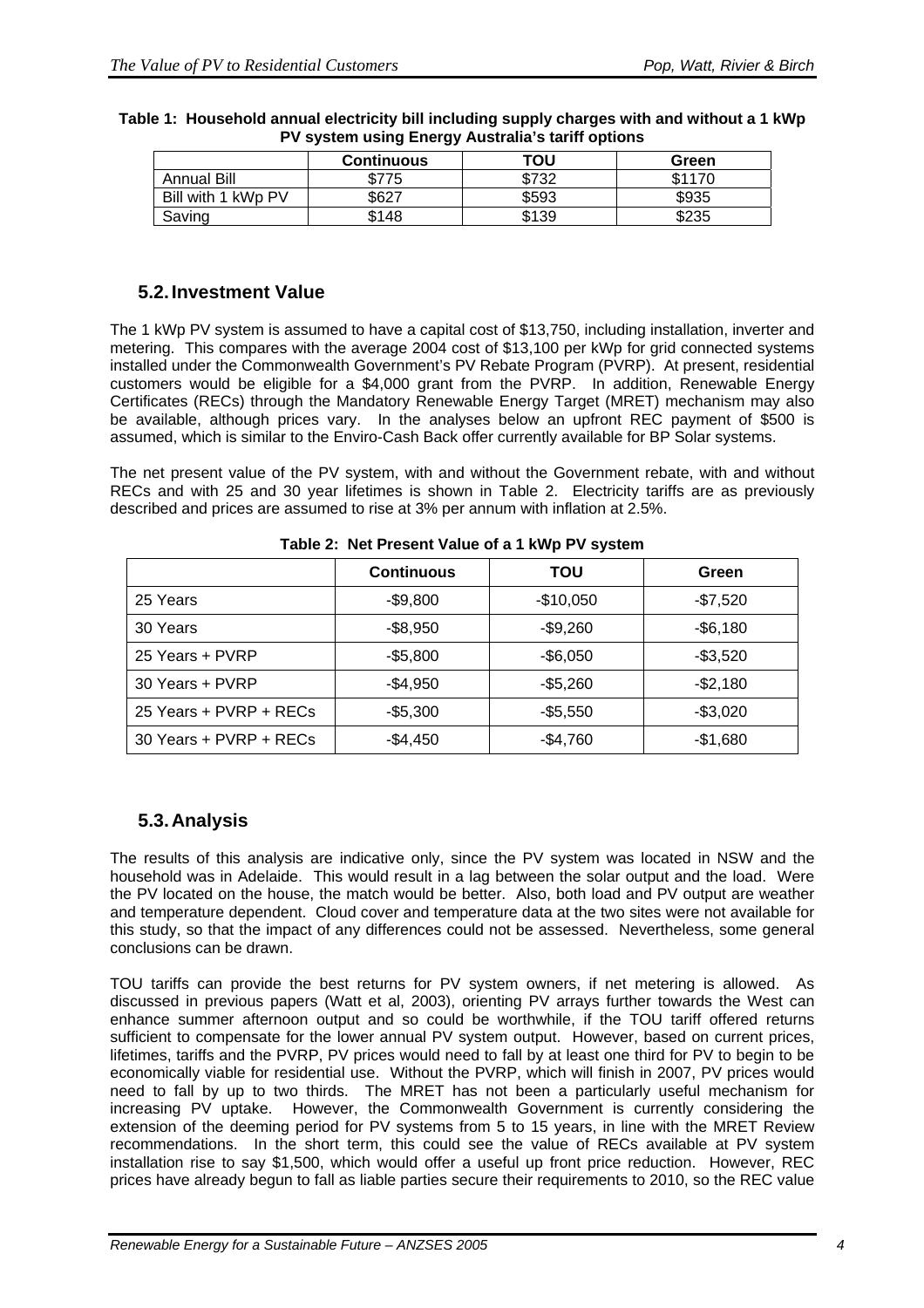**Table 1: Household annual electricity bill including supply charges with and without a 1 kWp PV system using Energy Australia's tariff options**

| | Continuous | TOU | Green |
|---|---|---|---|
| Annual Bill | \$775 | \$732 | \$1170 |
| Bill with 1 kWp PV | \$627 | \$593 | \$935 |
| Saving | \$148 | \$139 | \$235 |

## 5.2. Investment Value

The 1 kWp PV system is assumed to have a capital cost of \$13,750, including installation, inverter and metering. This compares with the average 2004 cost of \$13,100 per kWp for grid connected systems installed under the Commonwealth Government's PV Rebate Program (PVRP). At present, residential customers would be eligible for a \$4,000 grant from the PVRP. In addition, Renewable Energy Certificates (RECs) through the Mandatory Renewable Energy Target (MRET) mechanism may also be available, although prices vary. In the analyses below an upfront REC payment of \$500 is assumed, which is similar to the Enviro-Cash Back offer currently available for BP Solar systems.

The net present value of the PV system, with and without the Government rebate, with and without RECs and with 25 and 30 year lifetimes is shown in Table 2. Electricity tariffs are as previously described and prices are assumed to rise at 3% per annum with inflation at 2.5%.

**Table 2: Net Present Value of a 1 kWp PV system**

| | Continuous | TOU | Green |
|---|---|---|---|
| 25 Years | -\$9,800 | -\$10,050 | -\$7,520 |
| 30 Years | -\$8,950 | -\$9,260 | -\$6,180 |
| 25 Years + PVRP | -\$5,800 | -\$6,050 | -\$3,520 |
| 30 Years + PVRP | -\$4,950 | -\$5,260 | -\$2,180 |
| 25 Years + PVRP + RECs | -\$5,300 | -\$5,550 | -\$3,020 |
| 30 Years + PVRP + RECs | -\$4,450 | -\$4,760 | -\$1,680 |

## 5.3. Analysis

The results of this analysis are indicative only, since the PV system was located in NSW and the household was in Adelaide. This would result in a lag between the solar output and the load. Were the PV located on the house, the match would be better. Also, both load and PV output are weather and temperature dependent. Cloud cover and temperature data at the two sites were not available for this study, so that the impact of any differences could not be assessed. Nevertheless, some general conclusions can be drawn.

TOU tariffs can provide the best returns for PV system owners, if net metering is allowed. As discussed in previous papers (Watt et al, 2003), orienting PV arrays further towards the West can enhance summer afternoon output and so could be worthwhile, if the TOU tariff offered returns sufficient to compensate for the lower annual PV system output. However, based on current prices, lifetimes, tariffs and the PVRP, PV prices would need to fall by at least one third for PV to begin to be economically viable for residential use. Without the PVRP, which will finish in 2007, PV prices would need to fall by up to two thirds. The MRET has not been a particularly useful mechanism for increasing PV uptake. However, the Commonwealth Government is currently considering the extension of the deeming period for PV systems from 5 to 15 years, in line with the MRET Review recommendations. In the short term, this could see the value of RECs available at PV system installation rise to say \$1,500, which would offer a useful up front price reduction. However, REC prices have already begun to fall as liable parties secure their requirements to 2010, so the REC value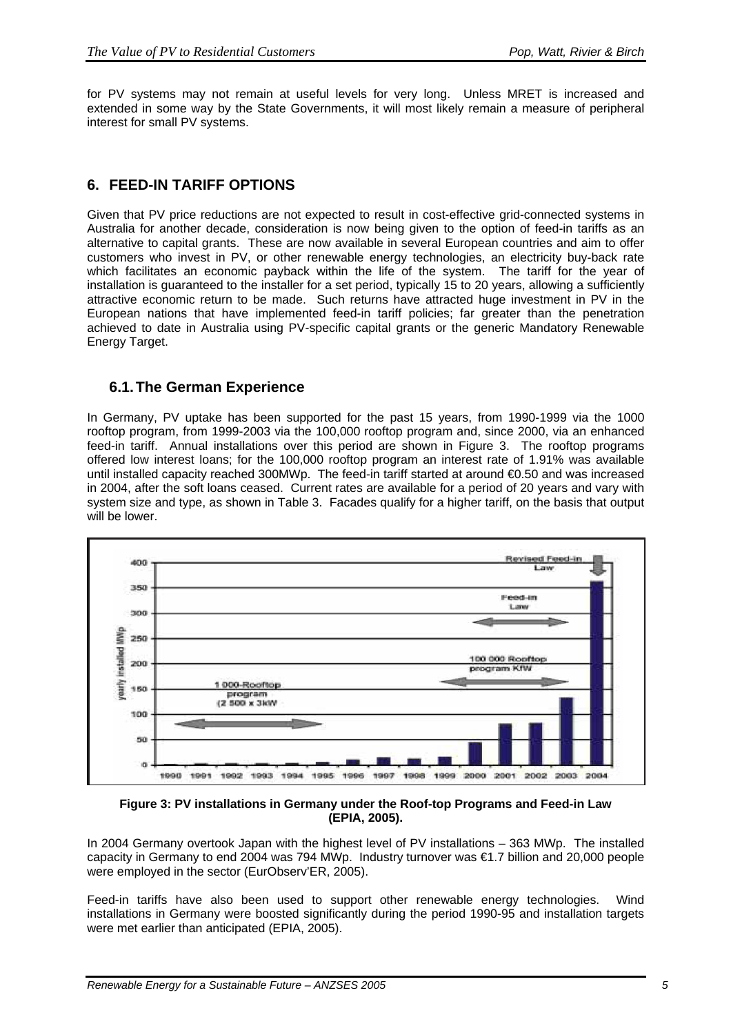for PV systems may not remain at useful levels for very long. Unless MRET is increased and extended in some way by the State Governments, it will most likely remain a measure of peripheral interest for small PV systems.

## 6. FEED-IN TARIFF OPTIONS

Given that PV price reductions are not expected to result in cost-effective grid-connected systems in Australia for another decade, consideration is now being given to the option of feed-in tariffs as an alternative to capital grants. These are now available in several European countries and aim to offer customers who invest in PV, or other renewable energy technologies, an electricity buy-back rate which facilitates an economic payback within the life of the system. The tariff for the year of installation is guaranteed to the installer for a set period, typically 15 to 20 years, allowing a sufficiently attractive economic return to be made. Such returns have attracted huge investment in PV in the European nations that have implemented feed-in tariff policies; far greater than the penetration achieved to date in Australia using PV-specific capital grants or the generic Mandatory Renewable Energy Target.

### 6.1. The German Experience

In Germany, PV uptake has been supported for the past 15 years, from 1990-1999 via the 1000 rooftop program, from 1999-2003 via the 100,000 rooftop program and, since 2000, via an enhanced feed-in tariff. Annual installations over this period are shown in Figure 3. The rooftop programs offered low interest loans; for the 100,000 rooftop program an interest rate of 1.91% was available until installed capacity reached 300MWp. The feed-in tariff started at around €0.50 and was increased in 2004, after the soft loans ceased. Current rates are available for a period of 20 years and vary with system size and type, as shown in Table 3. Facades qualify for a higher tariff, on the basis that output will be lower.

**Figure 3: PV installations in Germany under the Roof-top Programs and Feed-in Law (EPIA, 2005).**

In 2004 Germany overtook Japan with the highest level of PV installations – 363 MWp. The installed capacity in Germany to end 2004 was 794 MWp. Industry turnover was €1.7 billion and 20,000 people were employed in the sector (EurObserv'ER, 2005).

Feed-in tariffs have also been used to support other renewable energy technologies. Wind installations in Germany were boosted significantly during the period 1990-95 and installation targets were met earlier than anticipated (EPIA, 2005).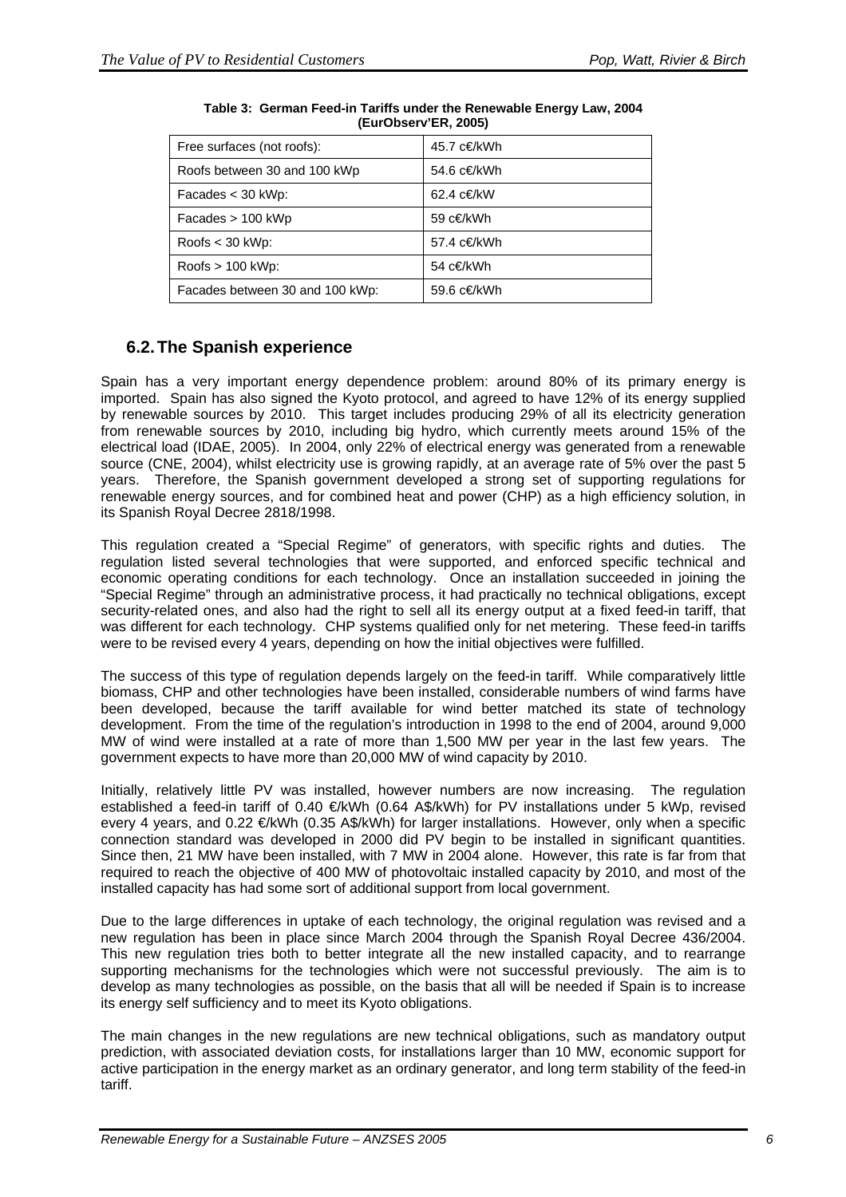**Table 3: German Feed-in Tariffs under the Renewable Energy Law, 2004 (EurObserv'ER, 2005)**

| Free surfaces (not roofs): | 45.7 c€/kWh |
|---|---|
| Roofs between 30 and 100 kWp | 54.6 c€/kWh |
| Facades < 30 kWp: | 62.4 c€/kW |
| Facades > 100 kWp | 59 c€/kWh |
| Roofs < 30 kWp: | 57.4 c€/kWh |
| Roofs > 100 kWp: | 54 c€/kWh |
| Facades between 30 and 100 kWp: | 59.6 c€/kWh |

## 6.2. The Spanish experience

Spain has a very important energy dependence problem: around 80% of its primary energy is imported. Spain has also signed the Kyoto protocol, and agreed to have 12% of its energy supplied by renewable sources by 2010. This target includes producing 29% of all its electricity generation from renewable sources by 2010, including big hydro, which currently meets around 15% of the electrical load (IDAE, 2005). In 2004, only 22% of electrical energy was generated from a renewable source (CNE, 2004), whilst electricity use is growing rapidly, at an average rate of 5% over the past 5 years. Therefore, the Spanish government developed a strong set of supporting regulations for renewable energy sources, and for combined heat and power (CHP) as a high efficiency solution, in its Spanish Royal Decree 2818/1998.

This regulation created a "Special Regime" of generators, with specific rights and duties. The regulation listed several technologies that were supported, and enforced specific technical and economic operating conditions for each technology. Once an installation succeeded in joining the "Special Regime" through an administrative process, it had practically no technical obligations, except security-related ones, and also had the right to sell all its energy output at a fixed feed-in tariff, that was different for each technology. CHP systems qualified only for net metering. These feed-in tariffs were to be revised every 4 years, depending on how the initial objectives were fulfilled.

The success of this type of regulation depends largely on the feed-in tariff. While comparatively little biomass, CHP and other technologies have been installed, considerable numbers of wind farms have been developed, because the tariff available for wind better matched its state of technology development. From the time of the regulation's introduction in 1998 to the end of 2004, around 9,000 MW of wind were installed at a rate of more than 1,500 MW per year in the last few years. The government expects to have more than 20,000 MW of wind capacity by 2010.

Initially, relatively little PV was installed, however numbers are now increasing. The regulation established a feed-in tariff of 0.40 €/kWh (0.64 A$/kWh) for PV installations under 5 kWp, revised every 4 years, and 0.22 €/kWh (0.35 A$/kWh) for larger installations. However, only when a specific connection standard was developed in 2000 did PV begin to be installed in significant quantities. Since then, 21 MW have been installed, with 7 MW in 2004 alone. However, this rate is far from that required to reach the objective of 400 MW of photovoltaic installed capacity by 2010, and most of the installed capacity has had some sort of additional support from local government.

Due to the large differences in uptake of each technology, the original regulation was revised and a new regulation has been in place since March 2004 through the Spanish Royal Decree 436/2004. This new regulation tries both to better integrate all the new installed capacity, and to rearrange supporting mechanisms for the technologies which were not successful previously. The aim is to develop as many technologies as possible, on the basis that all will be needed if Spain is to increase its energy self sufficiency and to meet its Kyoto obligations.

The main changes in the new regulations are new technical obligations, such as mandatory output prediction, with associated deviation costs, for installations larger than 10 MW, economic support for active participation in the energy market as an ordinary generator, and long term stability of the feed-in tariff.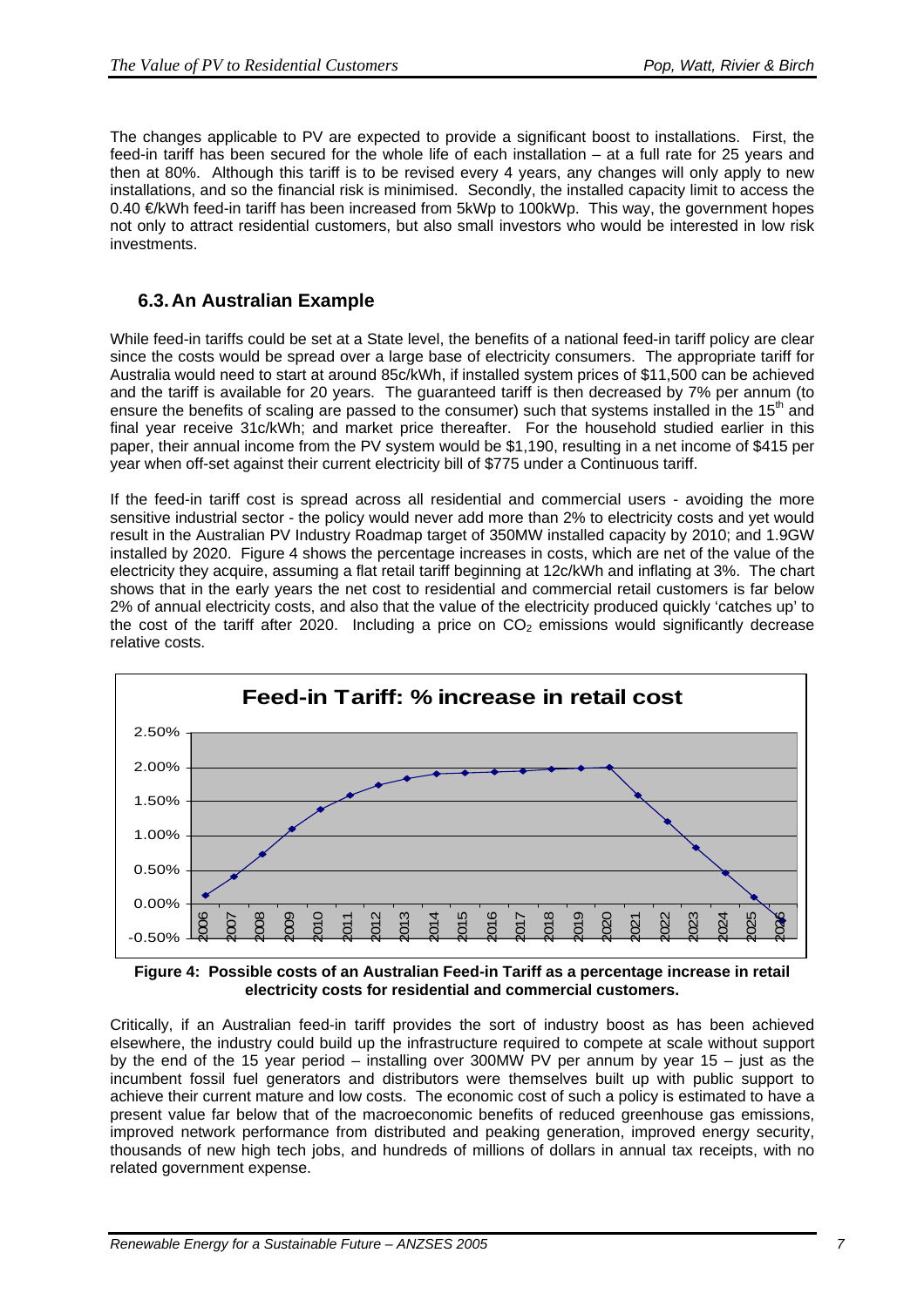The changes applicable to PV are expected to provide a significant boost to installations. First, the feed-in tariff has been secured for the whole life of each installation – at a full rate for 25 years and then at 80%. Although this tariff is to be revised every 4 years, any changes will only apply to new installations, and so the financial risk is minimised. Secondly, the installed capacity limit to access the 0.40 €/kWh feed-in tariff has been increased from 5kWp to 100kWp. This way, the government hopes not only to attract residential customers, but also small investors who would be interested in low risk investments.

## 6.3. An Australian Example

While feed-in tariffs could be set at a State level, the benefits of a national feed-in tariff policy are clear since the costs would be spread over a large base of electricity consumers. The appropriate tariff for Australia would need to start at around 85c/kWh, if installed system prices of $11,500 can be achieved and the tariff is available for 20 years. The guaranteed tariff is then decreased by 7% per annum (to ensure the benefits of scaling are passed to the consumer) such that systems installed in the 15th and final year receive 31c/kWh; and market price thereafter. For the household studied earlier in this paper, their annual income from the PV system would be $1,190, resulting in a net income of $415 per year when off-set against their current electricity bill of $775 under a Continuous tariff.

If the feed-in tariff cost is spread across all residential and commercial users - avoiding the more sensitive industrial sector - the policy would never add more than 2% to electricity costs and yet would result in the Australian PV Industry Roadmap target of 350MW installed capacity by 2010; and 1.9GW installed by 2020. Figure 4 shows the percentage increases in costs, which are net of the value of the electricity they acquire, assuming a flat retail tariff beginning at 12c/kWh and inflating at 3%. The chart shows that in the early years the net cost to residential and commercial retail customers is far below 2% of annual electricity costs, and also that the value of the electricity produced quickly 'catches up' to the cost of the tariff after 2020. Including a price on $CO_2$ emissions would significantly decrease relative costs.

**Figure 4: Possible costs of an Australian Feed-in Tariff as a percentage increase in retail electricity costs for residential and commercial customers.**

Critically, if an Australian feed-in tariff provides the sort of industry boost as has been achieved elsewhere, the industry could build up the infrastructure required to compete at scale without support by the end of the 15 year period – installing over 300MW PV per annum by year 15 – just as the incumbent fossil fuel generators and distributors were themselves built up with public support to achieve their current mature and low costs. The economic cost of such a policy is estimated to have a present value far below that of the macroeconomic benefits of reduced greenhouse gas emissions, improved network performance from distributed and peaking generation, improved energy security, thousands of new high tech jobs, and hundreds of millions of dollars in annual tax receipts, with no related government expense.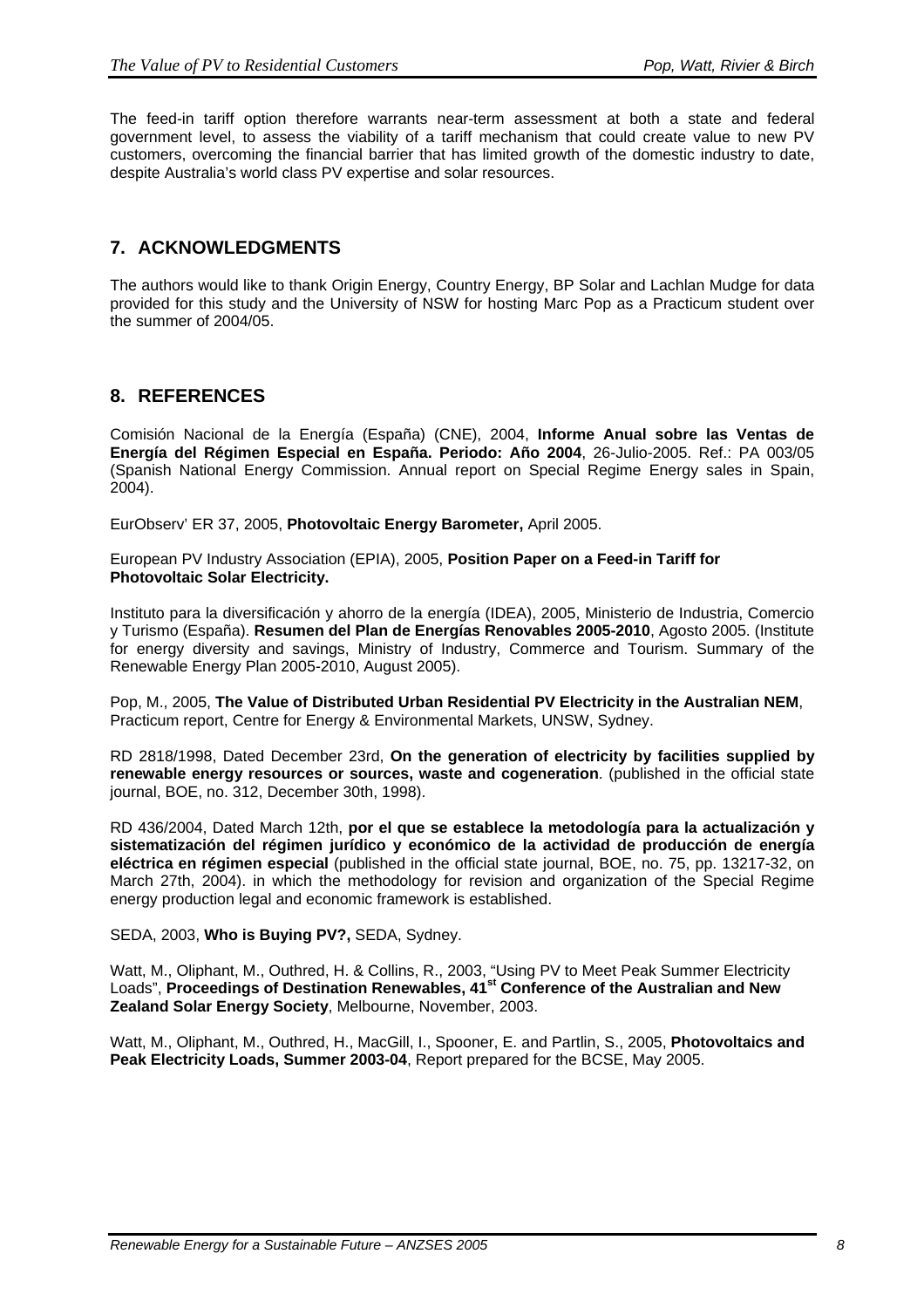The feed-in tariff option therefore warrants near-term assessment at both a state and federal government level, to assess the viability of a tariff mechanism that could create value to new PV customers, overcoming the financial barrier that has limited growth of the domestic industry to date, despite Australia's world class PV expertise and solar resources.

## 7. ACKNOWLEDGMENTS

The authors would like to thank Origin Energy, Country Energy, BP Solar and Lachlan Mudge for data provided for this study and the University of NSW for hosting Marc Pop as a Practicum student over the summer of 2004/05.

## 8. REFERENCES

Comisión Nacional de la Energía (España) (CNE), 2004, **Informe Anual sobre las Ventas de Energía del Régimen Especial en España. Periodo: Año 2004**, 26-Julio-2005. Ref.: PA 003/05 (Spanish National Energy Commission. Annual report on Special Regime Energy sales in Spain, 2004).

EurObserv' ER 37, 2005, **Photovoltaic Energy Barometer,** April 2005.

European PV Industry Association (EPIA), 2005, **Position Paper on a Feed-in Tariff for Photovoltaic Solar Electricity.**

Instituto para la diversificación y ahorro de la energía (IDEA), 2005, Ministerio de Industria, Comercio y Turismo (España). **Resumen del Plan de Energías Renovables 2005-2010**, Agosto 2005. (Institute for energy diversity and savings, Ministry of Industry, Commerce and Tourism. Summary of the Renewable Energy Plan 2005-2010, August 2005).

Pop, M., 2005, **The Value of Distributed Urban Residential PV Electricity in the Australian NEM**, Practicum report, Centre for Energy & Environmental Markets, UNSW, Sydney.

RD 2818/1998, Dated December 23rd, **On the generation of electricity by facilities supplied by renewable energy resources or sources, waste and cogeneration**. (published in the official state journal, BOE, no. 312, December 30th, 1998).

RD 436/2004, Dated March 12th, **por el que se establece la metodología para la actualización y sistematización del régimen jurídico y económico de la actividad de producción de energía eléctrica en régimen especial** (published in the official state journal, BOE, no. 75, pp. 13217-32, on March 27th, 2004). in which the methodology for revision and organization of the Special Regime energy production legal and economic framework is established.

SEDA, 2003, **Who is Buying PV?,** SEDA, Sydney.

Watt, M., Oliphant, M., Outhred, H. & Collins, R., 2003, "Using PV to Meet Peak Summer Electricity Loads", **Proceedings of Destination Renewables, 41st Conference of the Australian and New Zealand Solar Energy Society**, Melbourne, November, 2003.

Watt, M., Oliphant, M., Outhred, H., MacGill, I., Spooner, E. and Partlin, S., 2005, **Photovoltaics and Peak Electricity Loads, Summer 2003-04**, Report prepared for the BCSE, May 2005.